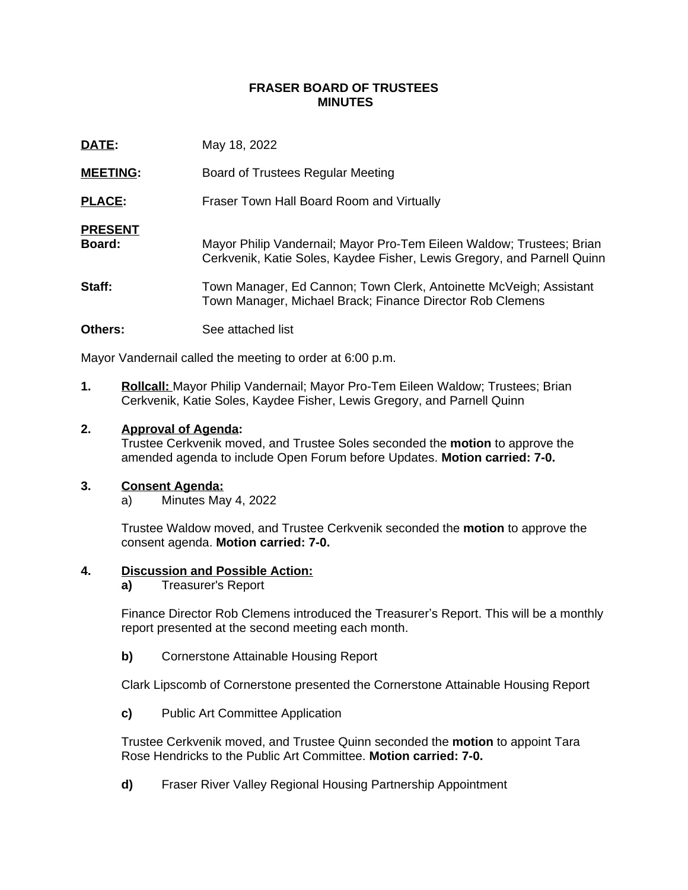**FRASER BOARD OF TRUSTEES**
**MINUTES**

**DATE:** May 18, 2022

**MEETING:** Board of Trustees Regular Meeting

**PLACE:** Fraser Town Hall Board Room and Virtually

**PRESENT**

**Board:** Mayor Philip Vandernail; Mayor Pro-Tem Eileen Waldow; Trustees; Brian Cerkvenik, Katie Soles, Kaydee Fisher, Lewis Gregory, and Parnell Quinn

**Staff:** Town Manager, Ed Cannon; Town Clerk, Antoinette McVeigh; Assistant Town Manager, Michael Brack; Finance Director Rob Clemens

**Others:** See attached list

Mayor Vandernail called the meeting to order at 6:00 p.m.

**1. Rollcall:** Mayor Philip Vandernail; Mayor Pro-Tem Eileen Waldow; Trustees; Brian Cerkvenik, Katie Soles, Kaydee Fisher, Lewis Gregory, and Parnell Quinn

**2. Approval of Agenda:**
Trustee Cerkvenik moved, and Trustee Soles seconded the **motion** to approve the amended agenda to include Open Forum before Updates. **Motion carried: 7-0.**

**3. Consent Agenda:**
a) Minutes May 4, 2022

Trustee Waldow moved, and Trustee Cerkvenik seconded the **motion** to approve the consent agenda. **Motion carried: 7-0.**

**4. Discussion and Possible Action:**

**a)** Treasurer's Report

Finance Director Rob Clemens introduced the Treasurer's Report. This will be a monthly report presented at the second meeting each month.

**b)** Cornerstone Attainable Housing Report

Clark Lipscomb of Cornerstone presented the Cornerstone Attainable Housing Report

**c)** Public Art Committee Application

Trustee Cerkvenik moved, and Trustee Quinn seconded the **motion** to appoint Tara Rose Hendricks to the Public Art Committee. **Motion carried: 7-0.**

**d)** Fraser River Valley Regional Housing Partnership Appointment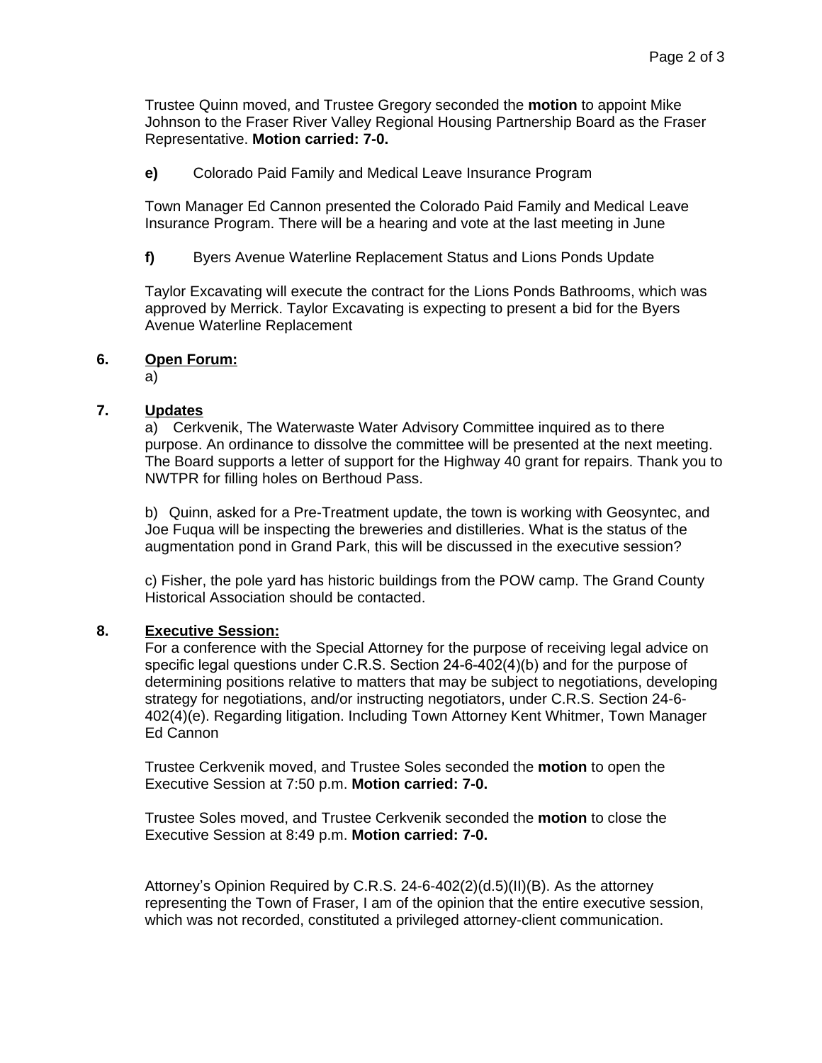Trustee Quinn moved, and Trustee Gregory seconded the **motion** to appoint Mike Johnson to the Fraser River Valley Regional Housing Partnership Board as the Fraser Representative. **Motion carried: 7-0.**

**e)** Colorado Paid Family and Medical Leave Insurance Program

Town Manager Ed Cannon presented the Colorado Paid Family and Medical Leave Insurance Program. There will be a hearing and vote at the last meeting in June

**f)** Byers Avenue Waterline Replacement Status and Lions Ponds Update

Taylor Excavating will execute the contract for the Lions Ponds Bathrooms, which was approved by Merrick. Taylor Excavating is expecting to present a bid for the Byers Avenue Waterline Replacement

**6. Open Forum:**

a)

**7. Updates**

a) Cerkvenik, The Waterwaste Water Advisory Committee inquired as to there purpose. An ordinance to dissolve the committee will be presented at the next meeting. The Board supports a letter of support for the Highway 40 grant for repairs. Thank you to NWTPR for filling holes on Berthoud Pass.

b) Quinn, asked for a Pre-Treatment update, the town is working with Geosyntec, and Joe Fuqua will be inspecting the breweries and distilleries. What is the status of the augmentation pond in Grand Park, this will be discussed in the executive session?

c) Fisher, the pole yard has historic buildings from the POW camp. The Grand County Historical Association should be contacted.

**8. Executive Session:**

For a conference with the Special Attorney for the purpose of receiving legal advice on specific legal questions under C.R.S. Section 24-6-402(4)(b) and for the purpose of determining positions relative to matters that may be subject to negotiations, developing strategy for negotiations, and/or instructing negotiators, under C.R.S. Section 24-6-402(4)(e). Regarding litigation. Including Town Attorney Kent Whitmer, Town Manager Ed Cannon

Trustee Cerkvenik moved, and Trustee Soles seconded the **motion** to open the Executive Session at 7:50 p.m. **Motion carried: 7-0.**

Trustee Soles moved, and Trustee Cerkvenik seconded the **motion** to close the Executive Session at 8:49 p.m. **Motion carried: 7-0.**

Attorney's Opinion Required by C.R.S. 24-6-402(2)(d.5)(II)(B). As the attorney representing the Town of Fraser, I am of the opinion that the entire executive session, which was not recorded, constituted a privileged attorney-client communication.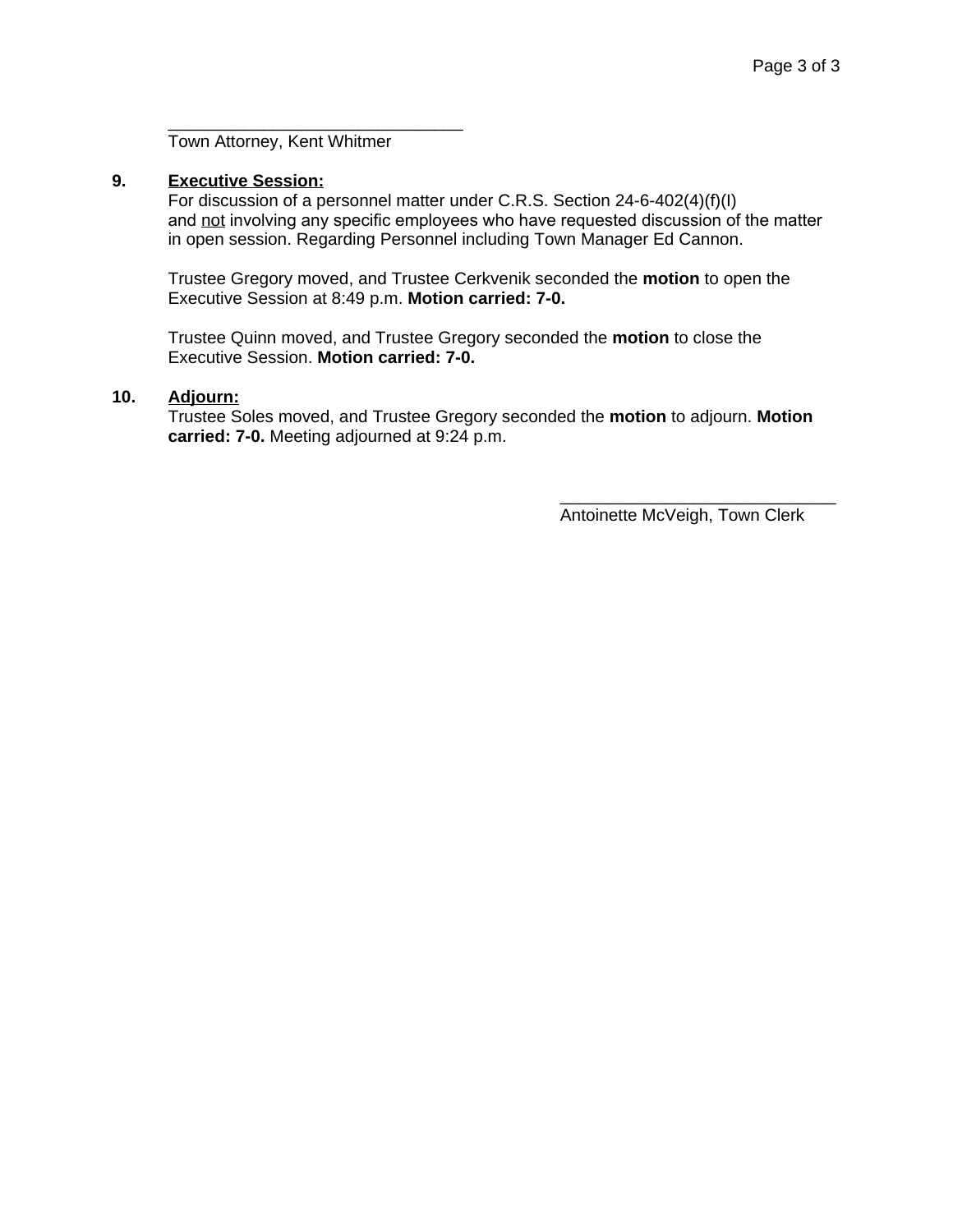\_\_\_\_\_\_\_\_\_\_\_\_\_\_\_\_\_\_\_\_\_\_\_\_\_\_\_\_\_\_\_
Town Attorney, Kent Whitmer

**9. Executive Session:**

For discussion of a personnel matter under C.R.S. Section 24-6-402(4)(f)(I) and not involving any specific employees who have requested discussion of the matter in open session. Regarding Personnel including Town Manager Ed Cannon.

Trustee Gregory moved, and Trustee Cerkvenik seconded the **motion** to open the Executive Session at 8:49 p.m. **Motion carried: 7-0.**

Trustee Quinn moved, and Trustee Gregory seconded the **motion** to close the Executive Session. **Motion carried: 7-0.**

**10. Adjourn:**

Trustee Soles moved, and Trustee Gregory seconded the **motion** to adjourn. **Motion carried: 7-0.** Meeting adjourned at 9:24 p.m.

\_\_\_\_\_\_\_\_\_\_\_\_\_\_\_\_\_\_\_\_\_\_\_\_\_\_\_\_\_
Antoinette McVeigh, Town Clerk